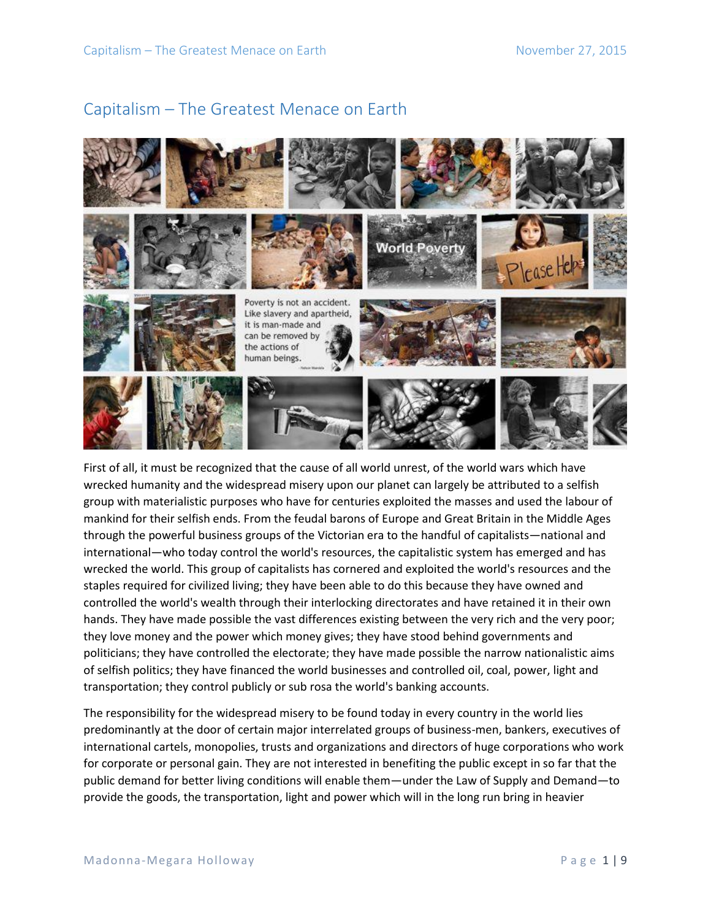# Capitalism – The Greatest Menace on Earth

First of all, it must be recognized that the cause of all world unrest, of the world wars which have wrecked humanity and the widespread misery upon our planet can largely be attributed to a selfish group with materialistic purposes who have for centuries exploited the masses and used the labour of mankind for their selfish ends. From the feudal barons of Europe and Great Britain in the Middle Ages through the powerful business groups of the Victorian era to the handful of capitalists—national and international—who today control the world's resources, the capitalistic system has emerged and has wrecked the world. This group of capitalists has cornered and exploited the world's resources and the staples required for civilized living; they have been able to do this because they have owned and controlled the world's wealth through their interlocking directorates and have retained it in their own hands. They have made possible the vast differences existing between the very rich and the very poor; they love money and the power which money gives; they have stood behind governments and politicians; they have controlled the electorate; they have made possible the narrow nationalistic aims of selfish politics; they have financed the world businesses and controlled oil, coal, power, light and transportation; they control publicly or sub rosa the world's banking accounts.

The responsibility for the widespread misery to be found today in every country in the world lies predominantly at the door of certain major interrelated groups of business-men, bankers, executives of international cartels, monopolies, trusts and organizations and directors of huge corporations who work for corporate or personal gain. They are not interested in benefiting the public except in so far that the public demand for better living conditions will enable them—under the Law of Supply and Demand—to provide the goods, the transportation, light and power which will in the long run bring in heavier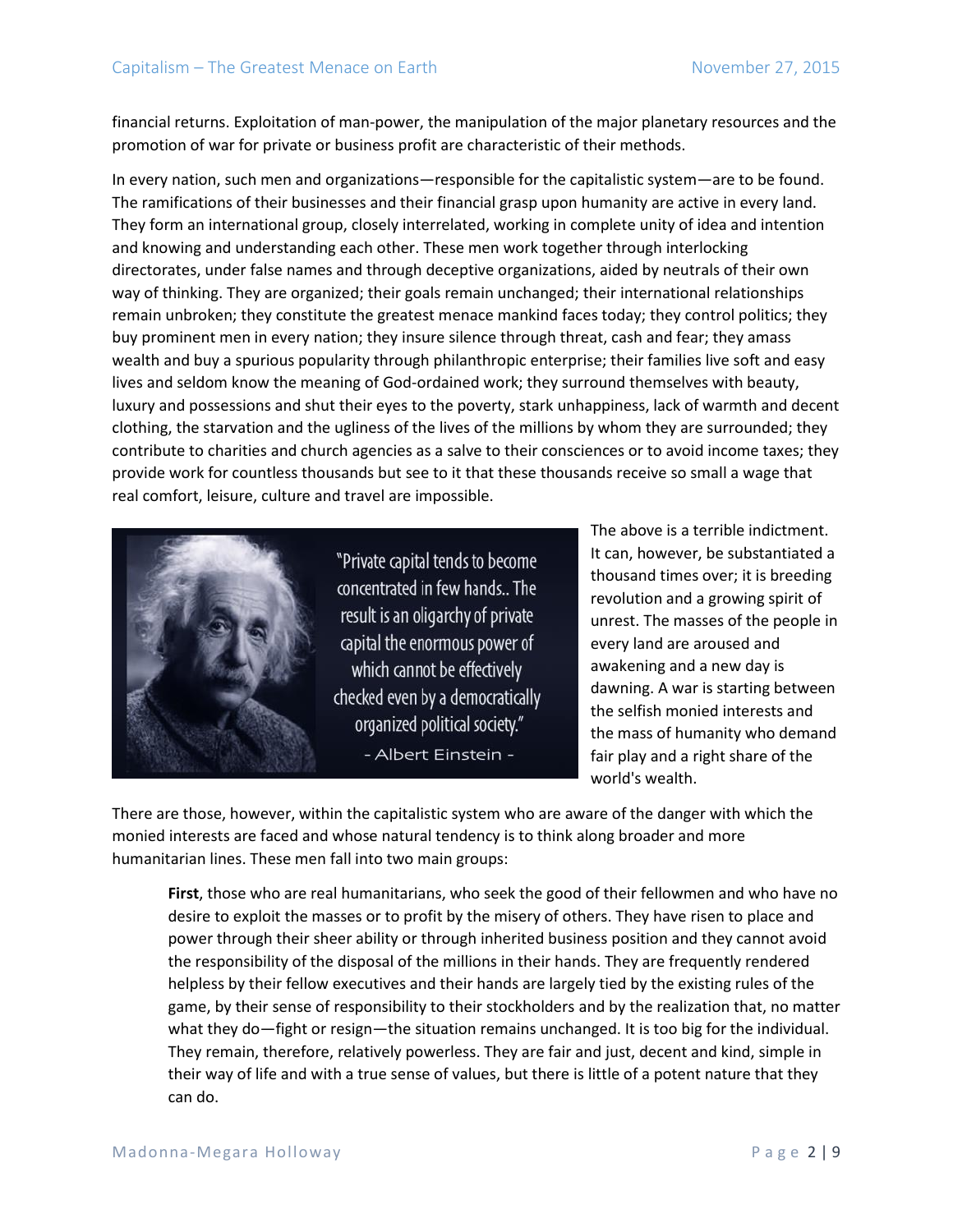financial returns. Exploitation of man-power, the manipulation of the major planetary resources and the promotion of war for private or business profit are characteristic of their methods.

In every nation, such men and organizations—responsible for the capitalistic system—are to be found. The ramifications of their businesses and their financial grasp upon humanity are active in every land. They form an international group, closely interrelated, working in complete unity of idea and intention and knowing and understanding each other. These men work together through interlocking directorates, under false names and through deceptive organizations, aided by neutrals of their own way of thinking. They are organized; their goals remain unchanged; their international relationships remain unbroken; they constitute the greatest menace mankind faces today; they control politics; they buy prominent men in every nation; they insure silence through threat, cash and fear; they amass wealth and buy a spurious popularity through philanthropic enterprise; their families live soft and easy lives and seldom know the meaning of God-ordained work; they surround themselves with beauty, luxury and possessions and shut their eyes to the poverty, stark unhappiness, lack of warmth and decent clothing, the starvation and the ugliness of the lives of the millions by whom they are surrounded; they contribute to charities and church agencies as a salve to their consciences or to avoid income taxes; they provide work for countless thousands but see to it that these thousands receive so small a wage that real comfort, leisure, culture and travel are impossible.

"Private capital tends to become concentrated in few hands.. The result is an oligarchy of private capital the enormous power of which cannot be effectively checked even by a democratically organized political society."
- Albert Einstein -

The above is a terrible indictment. It can, however, be substantiated a thousand times over; it is breeding revolution and a growing spirit of unrest. The masses of the people in every land are aroused and awakening and a new day is dawning. A war is starting between the selfish monied interests and the mass of humanity who demand fair play and a right share of the world's wealth.

There are those, however, within the capitalistic system who are aware of the danger with which the monied interests are faced and whose natural tendency is to think along broader and more humanitarian lines. These men fall into two main groups:

> **First**, those who are real humanitarians, who seek the good of their fellowmen and who have no desire to exploit the masses or to profit by the misery of others. They have risen to place and power through their sheer ability or through inherited business position and they cannot avoid the responsibility of the disposal of the millions in their hands. They are frequently rendered helpless by their fellow executives and their hands are largely tied by the existing rules of the game, by their sense of responsibility to their stockholders and by the realization that, no matter what they do—fight or resign—the situation remains unchanged. It is too big for the individual. They remain, therefore, relatively powerless. They are fair and just, decent and kind, simple in their way of life and with a true sense of values, but there is little of a potent nature that they can do.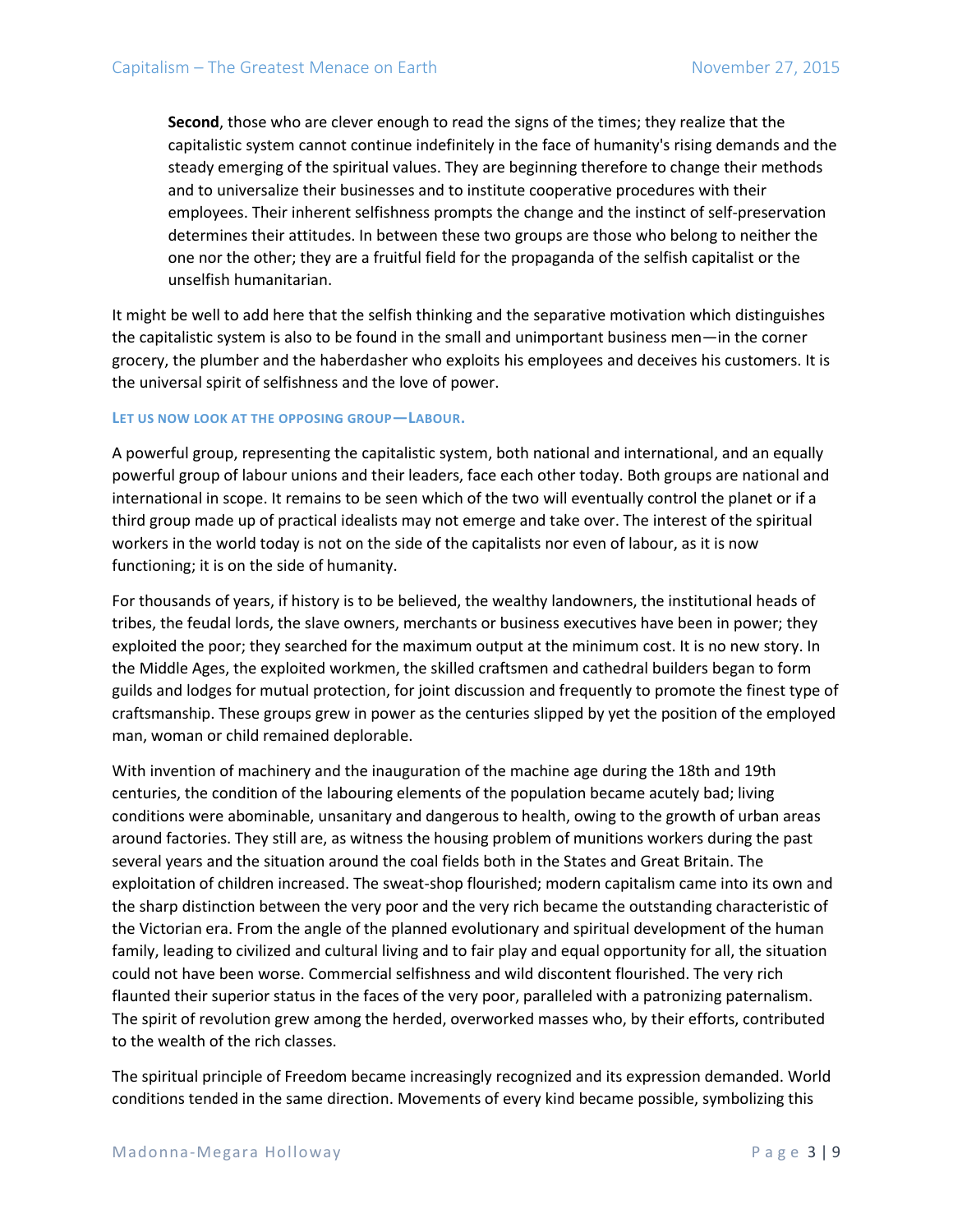**Second**, those who are clever enough to read the signs of the times; they realize that the capitalistic system cannot continue indefinitely in the face of humanity's rising demands and the steady emerging of the spiritual values. They are beginning therefore to change their methods and to universalize their businesses and to institute cooperative procedures with their employees. Their inherent selfishness prompts the change and the instinct of self-preservation determines their attitudes. In between these two groups are those who belong to neither the one nor the other; they are a fruitful field for the propaganda of the selfish capitalist or the unselfish humanitarian.

It might be well to add here that the selfish thinking and the separative motivation which distinguishes the capitalistic system is also to be found in the small and unimportant business men—in the corner grocery, the plumber and the haberdasher who exploits his employees and deceives his customers. It is the universal spirit of selfishness and the love of power.

#### Let us now look at the opposing group—Labour.

A powerful group, representing the capitalistic system, both national and international, and an equally powerful group of labour unions and their leaders, face each other today. Both groups are national and international in scope. It remains to be seen which of the two will eventually control the planet or if a third group made up of practical idealists may not emerge and take over. The interest of the spiritual workers in the world today is not on the side of the capitalists nor even of labour, as it is now functioning; it is on the side of humanity.

For thousands of years, if history is to be believed, the wealthy landowners, the institutional heads of tribes, the feudal lords, the slave owners, merchants or business executives have been in power; they exploited the poor; they searched for the maximum output at the minimum cost. It is no new story. In the Middle Ages, the exploited workmen, the skilled craftsmen and cathedral builders began to form guilds and lodges for mutual protection, for joint discussion and frequently to promote the finest type of craftsmanship. These groups grew in power as the centuries slipped by yet the position of the employed man, woman or child remained deplorable.

With invention of machinery and the inauguration of the machine age during the 18th and 19th centuries, the condition of the labouring elements of the population became acutely bad; living conditions were abominable, unsanitary and dangerous to health, owing to the growth of urban areas around factories. They still are, as witness the housing problem of munitions workers during the past several years and the situation around the coal fields both in the States and Great Britain. The exploitation of children increased. The sweat-shop flourished; modern capitalism came into its own and the sharp distinction between the very poor and the very rich became the outstanding characteristic of the Victorian era. From the angle of the planned evolutionary and spiritual development of the human family, leading to civilized and cultural living and to fair play and equal opportunity for all, the situation could not have been worse. Commercial selfishness and wild discontent flourished. The very rich flaunted their superior status in the faces of the very poor, paralleled with a patronizing paternalism. The spirit of revolution grew among the herded, overworked masses who, by their efforts, contributed to the wealth of the rich classes.

The spiritual principle of Freedom became increasingly recognized and its expression demanded. World conditions tended in the same direction. Movements of every kind became possible, symbolizing this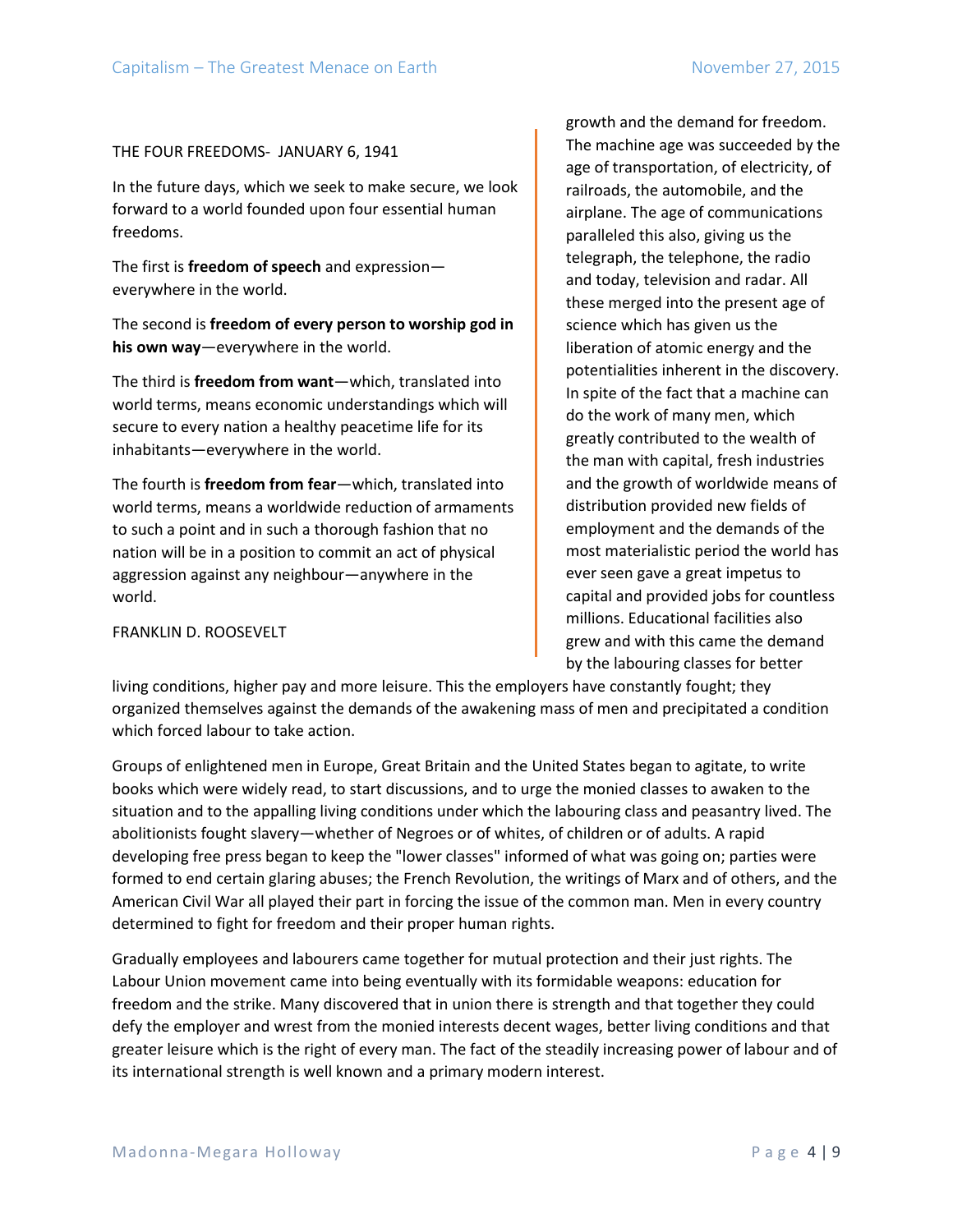THE FOUR FREEDOMS- JANUARY 6, 1941

In the future days, which we seek to make secure, we look forward to a world founded upon four essential human freedoms.

The first is **freedom of speech** and expression—everywhere in the world.

The second is **freedom of every person to worship god in his own way**—everywhere in the world.

The third is **freedom from want**—which, translated into world terms, means economic understandings which will secure to every nation a healthy peacetime life for its inhabitants—everywhere in the world.

The fourth is **freedom from fear**—which, translated into world terms, means a worldwide reduction of armaments to such a point and in such a thorough fashion that no nation will be in a position to commit an act of physical aggression against any neighbour—anywhere in the world.

FRANKLIN D. ROOSEVELT

growth and the demand for freedom. The machine age was succeeded by the age of transportation, of electricity, of railroads, the automobile, and the airplane. The age of communications paralleled this also, giving us the telegraph, the telephone, the radio and today, television and radar. All these merged into the present age of science which has given us the liberation of atomic energy and the potentialities inherent in the discovery. In spite of the fact that a machine can do the work of many men, which greatly contributed to the wealth of the man with capital, fresh industries and the growth of worldwide means of distribution provided new fields of employment and the demands of the most materialistic period the world has ever seen gave a great impetus to capital and provided jobs for countless millions. Educational facilities also grew and with this came the demand by the labouring classes for better living conditions, higher pay and more leisure. This the employers have constantly fought; they organized themselves against the demands of the awakening mass of men and precipitated a condition which forced labour to take action.

Groups of enlightened men in Europe, Great Britain and the United States began to agitate, to write books which were widely read, to start discussions, and to urge the monied classes to awaken to the situation and to the appalling living conditions under which the labouring class and peasantry lived. The abolitionists fought slavery—whether of Negroes or of whites, of children or of adults. A rapid developing free press began to keep the "lower classes" informed of what was going on; parties were formed to end certain glaring abuses; the French Revolution, the writings of Marx and of others, and the American Civil War all played their part in forcing the issue of the common man. Men in every country determined to fight for freedom and their proper human rights.

Gradually employees and labourers came together for mutual protection and their just rights. The Labour Union movement came into being eventually with its formidable weapons: education for freedom and the strike. Many discovered that in union there is strength and that together they could defy the employer and wrest from the monied interests decent wages, better living conditions and that greater leisure which is the right of every man. The fact of the steadily increasing power of labour and of its international strength is well known and a primary modern interest.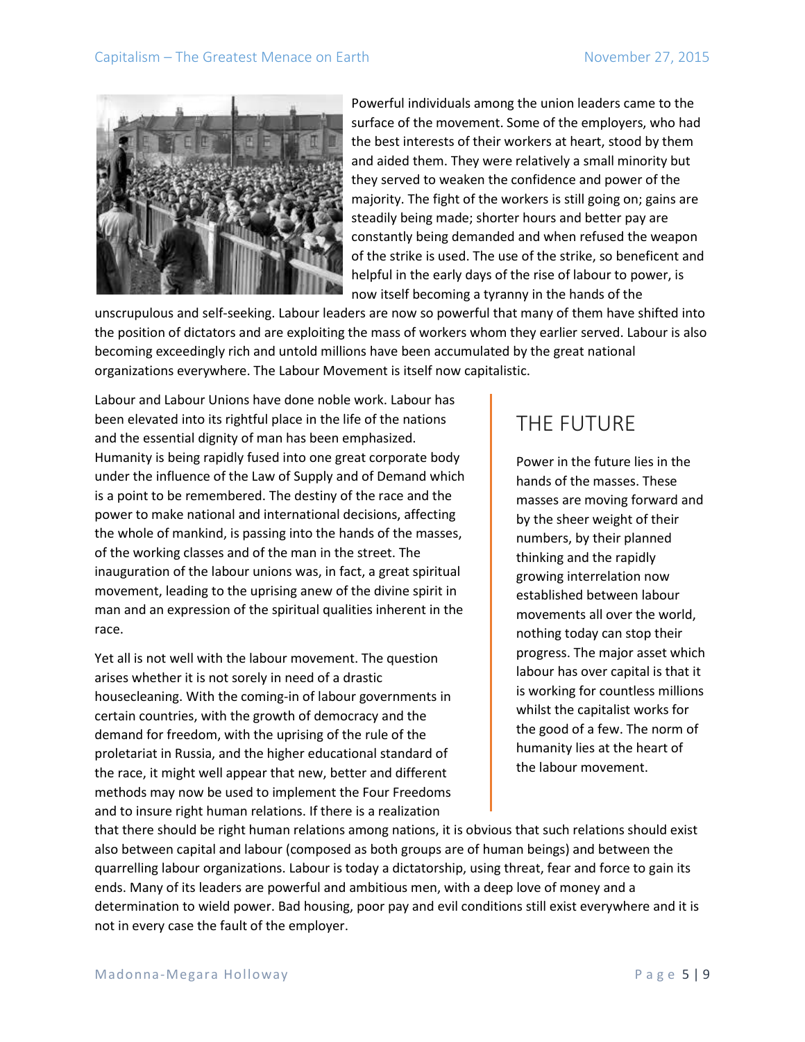Powerful individuals among the union leaders came to the surface of the movement. Some of the employers, who had the best interests of their workers at heart, stood by them and aided them. They were relatively a small minority but they served to weaken the confidence and power of the majority. The fight of the workers is still going on; gains are steadily being made; shorter hours and better pay are constantly being demanded and when refused the weapon of the strike is used. The use of the strike, so beneficent and helpful in the early days of the rise of labour to power, is now itself becoming a tyranny in the hands of the unscrupulous and self-seeking. Labour leaders are now so powerful that many of them have shifted into the position of dictators and are exploiting the mass of workers whom they earlier served. Labour is also becoming exceedingly rich and untold millions have been accumulated by the great national organizations everywhere. The Labour Movement is itself now capitalistic.

Labour and Labour Unions have done noble work. Labour has been elevated into its rightful place in the life of the nations and the essential dignity of man has been emphasized. Humanity is being rapidly fused into one great corporate body under the influence of the Law of Supply and of Demand which is a point to be remembered. The destiny of the race and the power to make national and international decisions, affecting the whole of mankind, is passing into the hands of the masses, of the working classes and of the man in the street. The inauguration of the labour unions was, in fact, a great spiritual movement, leading to the uprising anew of the divine spirit in man and an expression of the spiritual qualities inherent in the race.

Yet all is not well with the labour movement. The question arises whether it is not sorely in need of a drastic housecleaning. With the coming-in of labour governments in certain countries, with the growth of democracy and the demand for freedom, with the uprising of the rule of the proletariat in Russia, and the higher educational standard of the race, it might well appear that new, better and different methods may now be used to implement the Four Freedoms and to insure right human relations. If there is a realization that there should be right human relations among nations, it is obvious that such relations should exist also between capital and labour (composed as both groups are of human beings) and between the quarrelling labour organizations. Labour is today a dictatorship, using threat, fear and force to gain its ends. Many of its leaders are powerful and ambitious men, with a deep love of money and a determination to wield power. Bad housing, poor pay and evil conditions still exist everywhere and it is not in every case the fault of the employer.

## THE FUTURE

Power in the future lies in the hands of the masses. These masses are moving forward and by the sheer weight of their numbers, by their planned thinking and the rapidly growing interrelation now established between labour movements all over the world, nothing today can stop their progress. The major asset which labour has over capital is that it is working for countless millions whilst the capitalist works for the good of a few. The norm of humanity lies at the heart of the labour movement.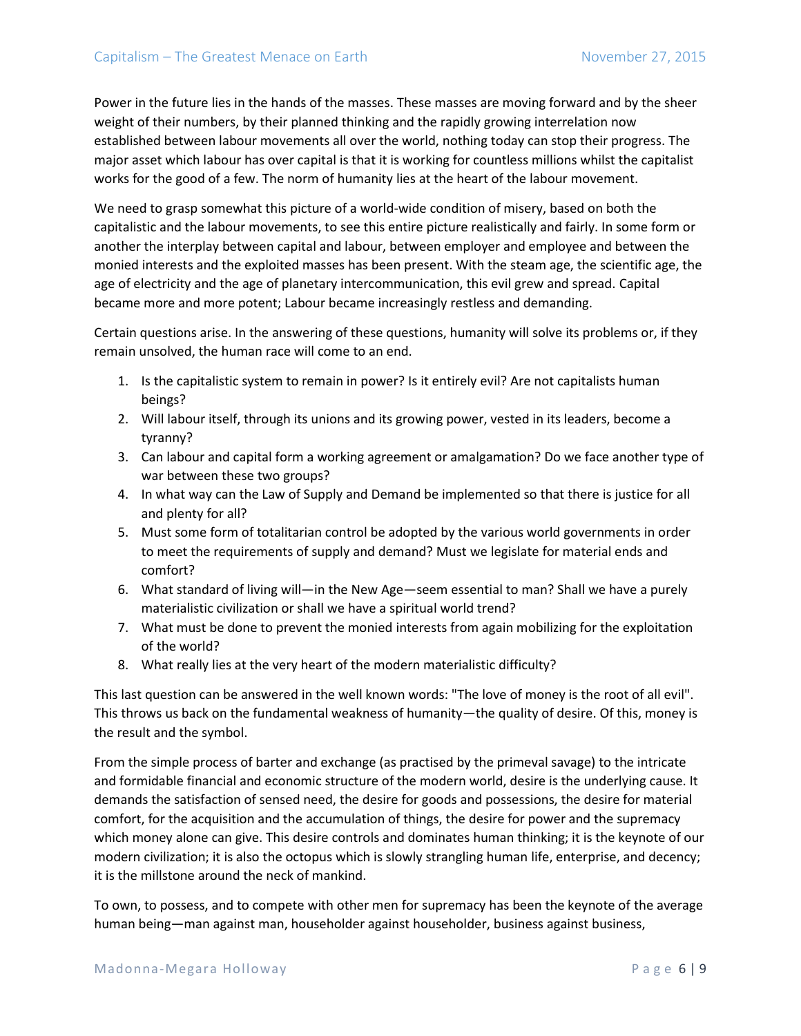Power in the future lies in the hands of the masses. These masses are moving forward and by the sheer weight of their numbers, by their planned thinking and the rapidly growing interrelation now established between labour movements all over the world, nothing today can stop their progress. The major asset which labour has over capital is that it is working for countless millions whilst the capitalist works for the good of a few. The norm of humanity lies at the heart of the labour movement.

We need to grasp somewhat this picture of a world-wide condition of misery, based on both the capitalistic and the labour movements, to see this entire picture realistically and fairly. In some form or another the interplay between capital and labour, between employer and employee and between the monied interests and the exploited masses has been present. With the steam age, the scientific age, the age of electricity and the age of planetary intercommunication, this evil grew and spread. Capital became more and more potent; Labour became increasingly restless and demanding.

Certain questions arise. In the answering of these questions, humanity will solve its problems or, if they remain unsolved, the human race will come to an end.

1. Is the capitalistic system to remain in power? Is it entirely evil? Are not capitalists human beings?
2. Will labour itself, through its unions and its growing power, vested in its leaders, become a tyranny?
3. Can labour and capital form a working agreement or amalgamation? Do we face another type of war between these two groups?
4. In what way can the Law of Supply and Demand be implemented so that there is justice for all and plenty for all?
5. Must some form of totalitarian control be adopted by the various world governments in order to meet the requirements of supply and demand? Must we legislate for material ends and comfort?
6. What standard of living will—in the New Age—seem essential to man? Shall we have a purely materialistic civilization or shall we have a spiritual world trend?
7. What must be done to prevent the monied interests from again mobilizing for the exploitation of the world?
8. What really lies at the very heart of the modern materialistic difficulty?

This last question can be answered in the well known words: "The love of money is the root of all evil". This throws us back on the fundamental weakness of humanity—the quality of desire. Of this, money is the result and the symbol.

From the simple process of barter and exchange (as practised by the primeval savage) to the intricate and formidable financial and economic structure of the modern world, desire is the underlying cause. It demands the satisfaction of sensed need, the desire for goods and possessions, the desire for material comfort, for the acquisition and the accumulation of things, the desire for power and the supremacy which money alone can give. This desire controls and dominates human thinking; it is the keynote of our modern civilization; it is also the octopus which is slowly strangling human life, enterprise, and decency; it is the millstone around the neck of mankind.

To own, to possess, and to compete with other men for supremacy has been the keynote of the average human being—man against man, householder against householder, business against business,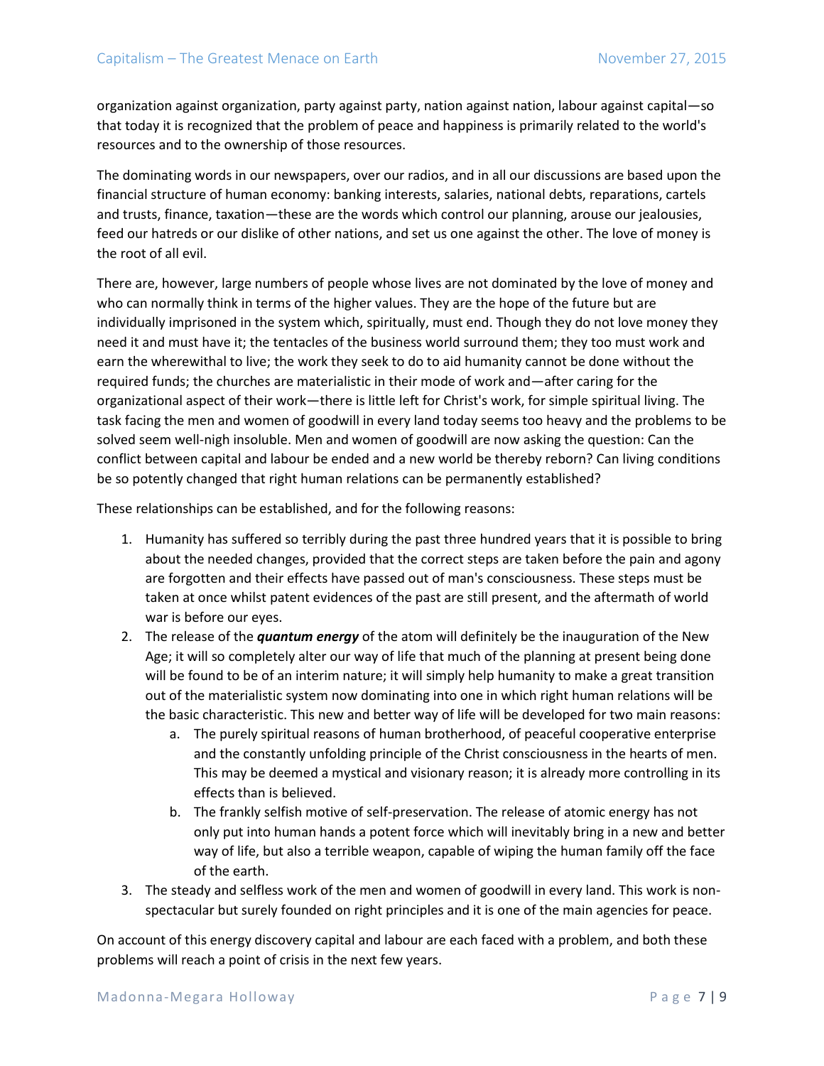organization against organization, party against party, nation against nation, labour against capital—so that today it is recognized that the problem of peace and happiness is primarily related to the world's resources and to the ownership of those resources.

The dominating words in our newspapers, over our radios, and in all our discussions are based upon the financial structure of human economy: banking interests, salaries, national debts, reparations, cartels and trusts, finance, taxation—these are the words which control our planning, arouse our jealousies, feed our hatreds or our dislike of other nations, and set us one against the other. The love of money is the root of all evil.

There are, however, large numbers of people whose lives are not dominated by the love of money and who can normally think in terms of the higher values. They are the hope of the future but are individually imprisoned in the system which, spiritually, must end. Though they do not love money they need it and must have it; the tentacles of the business world surround them; they too must work and earn the wherewithal to live; the work they seek to do to aid humanity cannot be done without the required funds; the churches are materialistic in their mode of work and—after caring for the organizational aspect of their work—there is little left for Christ's work, for simple spiritual living. The task facing the men and women of goodwill in every land today seems too heavy and the problems to be solved seem well-nigh insoluble. Men and women of goodwill are now asking the question: Can the conflict between capital and labour be ended and a new world be thereby reborn? Can living conditions be so potently changed that right human relations can be permanently established?

These relationships can be established, and for the following reasons:

1. Humanity has suffered so terribly during the past three hundred years that it is possible to bring about the needed changes, provided that the correct steps are taken before the pain and agony are forgotten and their effects have passed out of man's consciousness. These steps must be taken at once whilst patent evidences of the past are still present, and the aftermath of world war is before our eyes.
2. The release of the ***quantum energy*** of the atom will definitely be the inauguration of the New Age; it will so completely alter our way of life that much of the planning at present being done will be found to be of an interim nature; it will simply help humanity to make a great transition out of the materialistic system now dominating into one in which right human relations will be the basic characteristic. This new and better way of life will be developed for two main reasons:
   a. The purely spiritual reasons of human brotherhood, of peaceful cooperative enterprise and the constantly unfolding principle of the Christ consciousness in the hearts of men. This may be deemed a mystical and visionary reason; it is already more controlling in its effects than is believed.
   b. The frankly selfish motive of self-preservation. The release of atomic energy has not only put into human hands a potent force which will inevitably bring in a new and better way of life, but also a terrible weapon, capable of wiping the human family off the face of the earth.
3. The steady and selfless work of the men and women of goodwill in every land. This work is non-spectacular but surely founded on right principles and it is one of the main agencies for peace.

On account of this energy discovery capital and labour are each faced with a problem, and both these problems will reach a point of crisis in the next few years.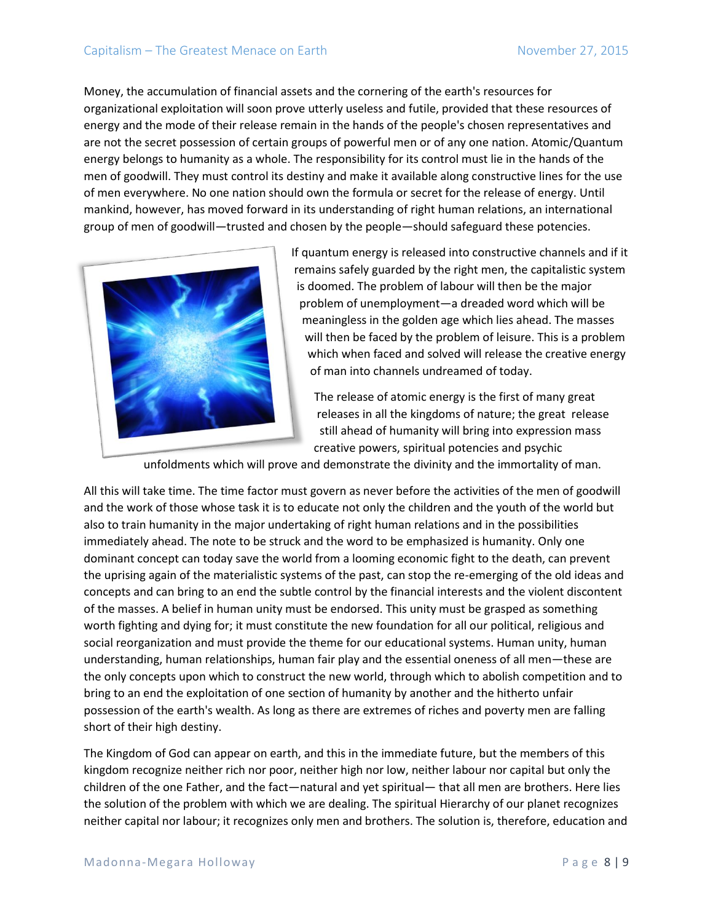Money, the accumulation of financial assets and the cornering of the earth's resources for organizational exploitation will soon prove utterly useless and futile, provided that these resources of energy and the mode of their release remain in the hands of the people's chosen representatives and are not the secret possession of certain groups of powerful men or of any one nation. Atomic/Quantum energy belongs to humanity as a whole. The responsibility for its control must lie in the hands of the men of goodwill. They must control its destiny and make it available along constructive lines for the use of men everywhere. No one nation should own the formula or secret for the release of energy. Until mankind, however, has moved forward in its understanding of right human relations, an international group of men of goodwill—trusted and chosen by the people—should safeguard these potencies.

If quantum energy is released into constructive channels and if it remains safely guarded by the right men, the capitalistic system is doomed. The problem of labour will then be the major problem of unemployment—a dreaded word which will be meaningless in the golden age which lies ahead. The masses will then be faced by the problem of leisure. This is a problem which when faced and solved will release the creative energy of man into channels undreamed of today.

The release of atomic energy is the first of many great releases in all the kingdoms of nature; the great release still ahead of humanity will bring into expression mass creative powers, spiritual potencies and psychic unfoldments which will prove and demonstrate the divinity and the immortality of man.

All this will take time. The time factor must govern as never before the activities of the men of goodwill and the work of those whose task it is to educate not only the children and the youth of the world but also to train humanity in the major undertaking of right human relations and in the possibilities immediately ahead. The note to be struck and the word to be emphasized is humanity. Only one dominant concept can today save the world from a looming economic fight to the death, can prevent the uprising again of the materialistic systems of the past, can stop the re-emerging of the old ideas and concepts and can bring to an end the subtle control by the financial interests and the violent discontent of the masses. A belief in human unity must be endorsed. This unity must be grasped as something worth fighting and dying for; it must constitute the new foundation for all our political, religious and social reorganization and must provide the theme for our educational systems. Human unity, human understanding, human relationships, human fair play and the essential oneness of all men—these are the only concepts upon which to construct the new world, through which to abolish competition and to bring to an end the exploitation of one section of humanity by another and the hitherto unfair possession of the earth's wealth. As long as there are extremes of riches and poverty men are falling short of their high destiny.

The Kingdom of God can appear on earth, and this in the immediate future, but the members of this kingdom recognize neither rich nor poor, neither high nor low, neither labour nor capital but only the children of the one Father, and the fact—natural and yet spiritual— that all men are brothers. Here lies the solution of the problem with which we are dealing. The spiritual Hierarchy of our planet recognizes neither capital nor labour; it recognizes only men and brothers. The solution is, therefore, education and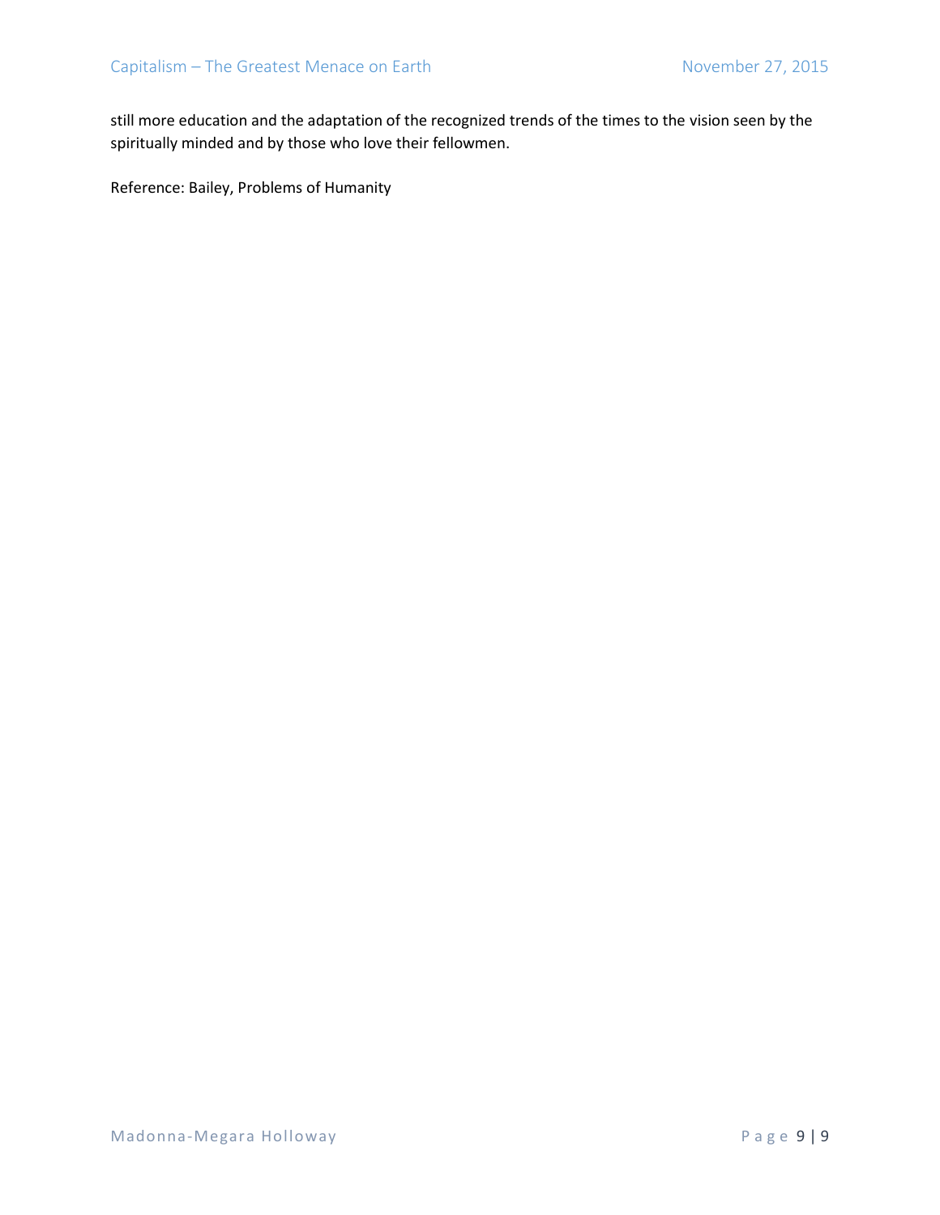still more education and the adaptation of the recognized trends of the times to the vision seen by the spiritually minded and by those who love their fellowmen.

Reference: Bailey, Problems of Humanity